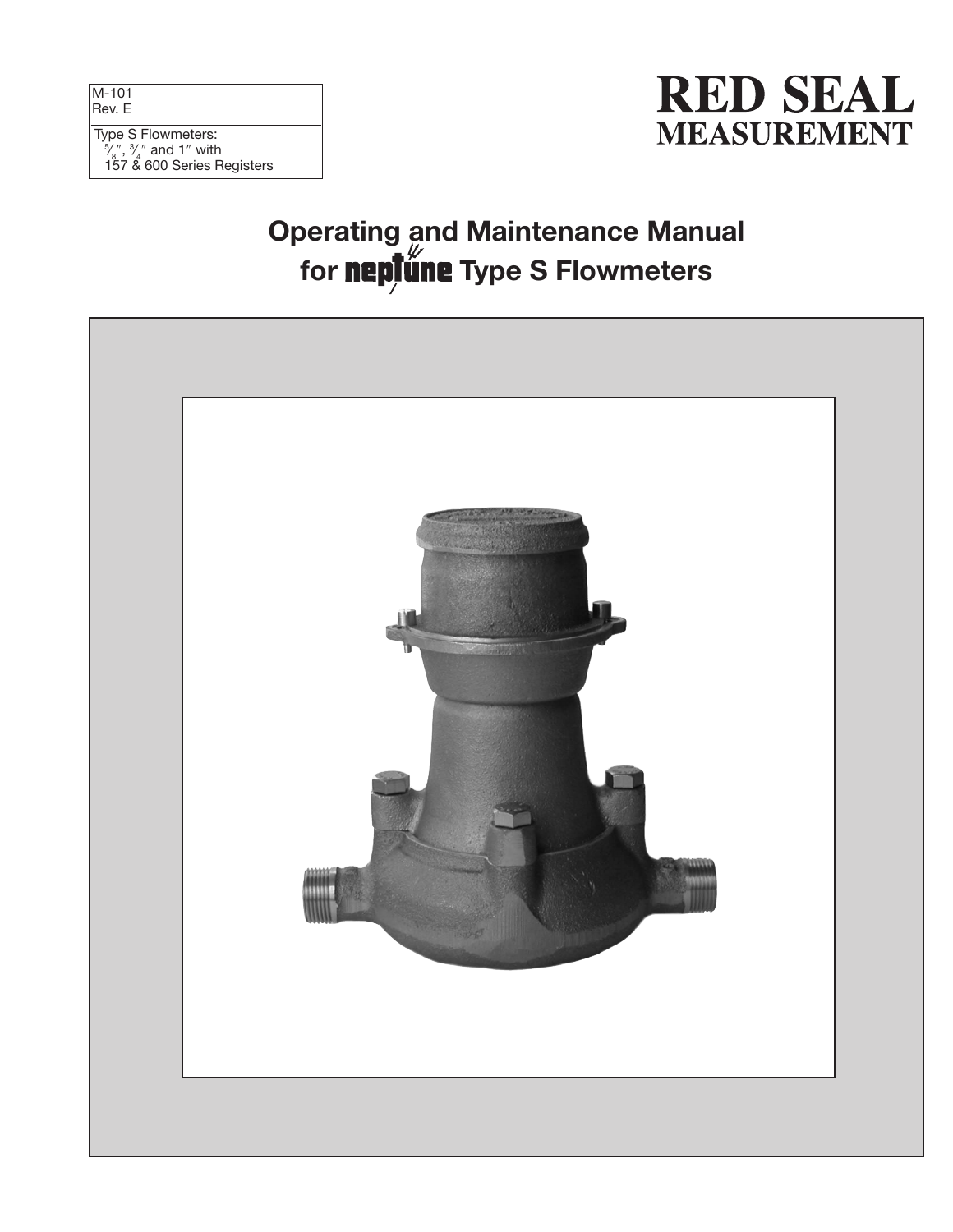M-101
Rev. E

Type S Flowmeters:
$5/8$", $3/4$" and 1" with
157 & 600 Series Registers

**RED SEAL MEASUREMENT**

# Operating and Maintenance Manual for neptune Type S Flowmeters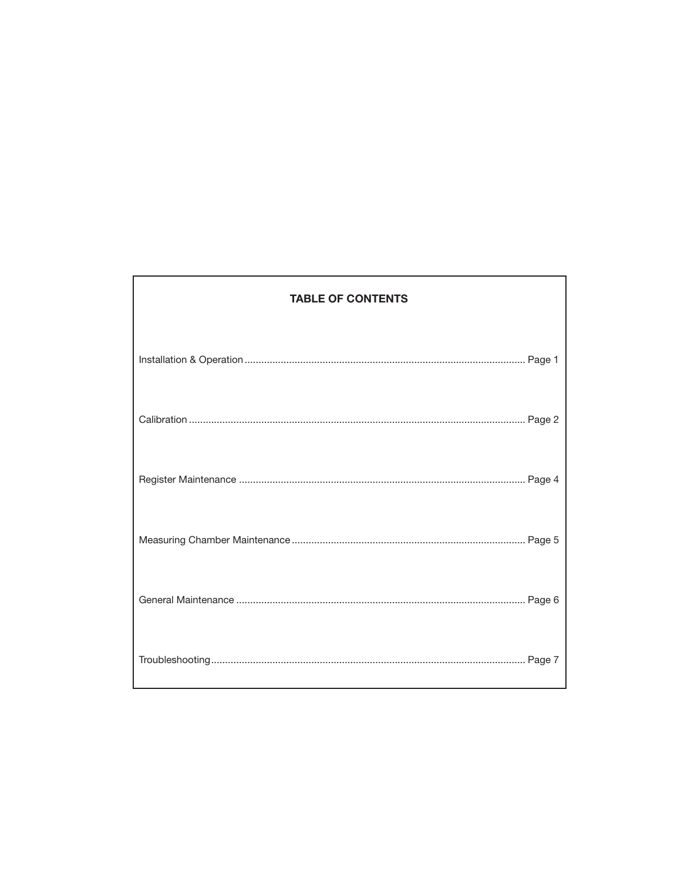## TABLE OF CONTENTS

Installation & Operation .................................................................................................... Page 1

Calibration ........................................................................................................................ Page 2

Register Maintenance ...................................................................................................... Page 4

Measuring Chamber Maintenance ................................................................................... Page 5

General Maintenance ....................................................................................................... Page 6

Troubleshooting ................................................................................................................ Page 7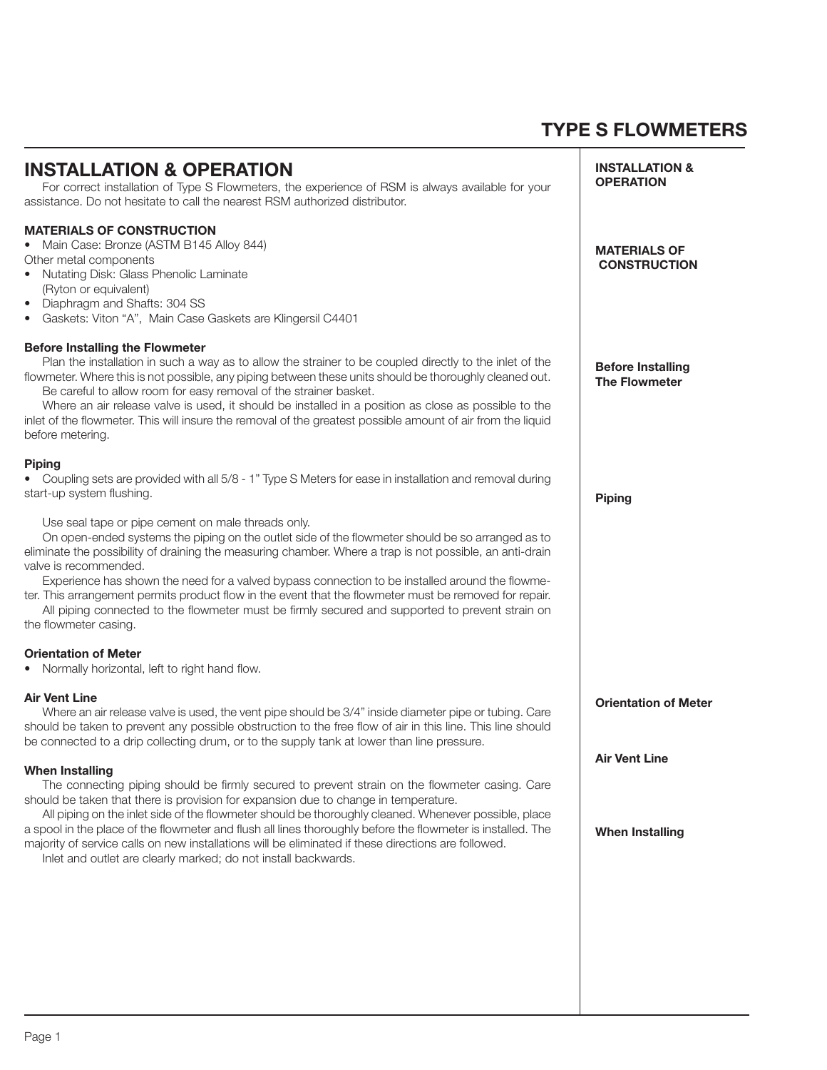# TYPE S FLOWMETERS

## INSTALLATION & OPERATION

For correct installation of Type S Flowmeters, the experience of RSM is always available for your assistance. Do not hesitate to call the nearest RSM authorized distributor.

### MATERIALS OF CONSTRUCTION

- Main Case: Bronze (ASTM B145 Alloy 844)

Other metal components

- Nutating Disk: Glass Phenolic Laminate (Ryton or equivalent)
- Diaphragm and Shafts: 304 SS
- Gaskets: Viton "A", Main Case Gaskets are Klingersil C4401

### Before Installing the Flowmeter

Plan the installation in such a way as to allow the strainer to be coupled directly to the inlet of the flowmeter. Where this is not possible, any piping between these units should be thoroughly cleaned out.

Be careful to allow room for easy removal of the strainer basket.

Where an air release valve is used, it should be installed in a position as close as possible to the inlet of the flowmeter. This will insure the removal of the greatest possible amount of air from the liquid before metering.

### Piping

- Coupling sets are provided with all 5/8 - 1" Type S Meters for ease in installation and removal during start-up system flushing.

Use seal tape or pipe cement on male threads only.

On open-ended systems the piping on the outlet side of the flowmeter should be so arranged as to eliminate the possibility of draining the measuring chamber. Where a trap is not possible, an anti-drain valve is recommended.

Experience has shown the need for a valved bypass connection to be installed around the flowmeter. This arrangement permits product flow in the event that the flowmeter must be removed for repair.

All piping connected to the flowmeter must be firmly secured and supported to prevent strain on the flowmeter casing.

### Orientation of Meter

- Normally horizontal, left to right hand flow.

### Air Vent Line

Where an air release valve is used, the vent pipe should be 3/4" inside diameter pipe or tubing. Care should be taken to prevent any possible obstruction to the free flow of air in this line. This line should be connected to a drip collecting drum, or to the supply tank at lower than line pressure.

### When Installing

The connecting piping should be firmly secured to prevent strain on the flowmeter casing. Care should be taken that there is provision for expansion due to change in temperature.

All piping on the inlet side of the flowmeter should be thoroughly cleaned. Whenever possible, place a spool in the place of the flowmeter and flush all lines thoroughly before the flowmeter is installed. The majority of service calls on new installations will be eliminated if these directions are followed.

Inlet and outlet are clearly marked; do not install backwards.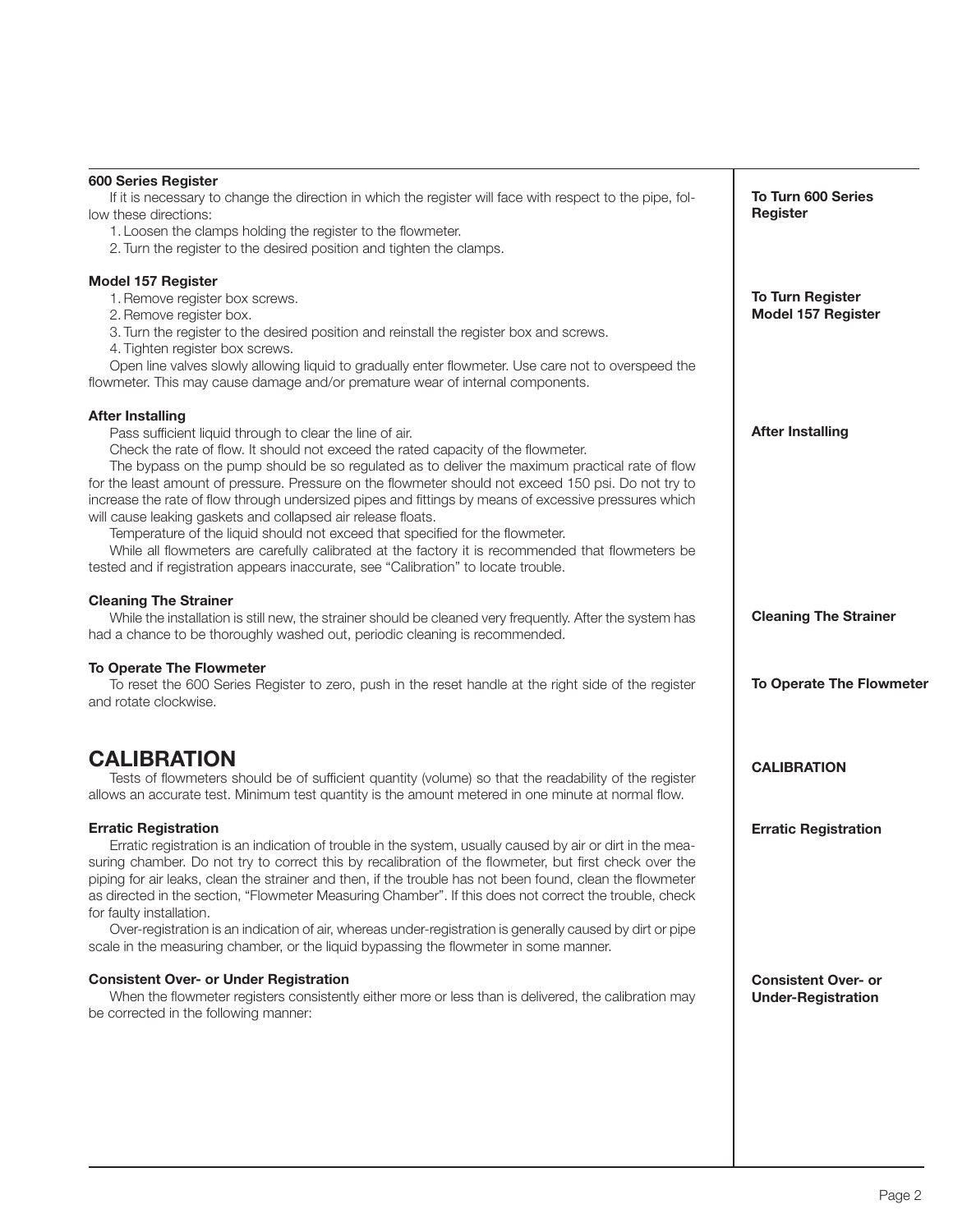### 600 Series Register

If it is necessary to change the direction in which the register will face with respect to the pipe, follow these directions:

1. Loosen the clamps holding the register to the flowmeter.
2. Turn the register to the desired position and tighten the clamps.

**To Turn 600 Series Register**

### Model 157 Register

1. Remove register box screws.
2. Remove register box.
3. Turn the register to the desired position and reinstall the register box and screws.
4. Tighten register box screws.

Open line valves slowly allowing liquid to gradually enter flowmeter. Use care not to overspeed the flowmeter. This may cause damage and/or premature wear of internal components.

**To Turn Register Model 157 Register**

### After Installing

Pass sufficient liquid through to clear the line of air.

Check the rate of flow. It should not exceed the rated capacity of the flowmeter.

The bypass on the pump should be so regulated as to deliver the maximum practical rate of flow for the least amount of pressure. Pressure on the flowmeter should not exceed 150 psi. Do not try to increase the rate of flow through undersized pipes and fittings by means of excessive pressures which will cause leaking gaskets and collapsed air release floats.

Temperature of the liquid should not exceed that specified for the flowmeter.

While all flowmeters are carefully calibrated at the factory it is recommended that flowmeters be tested and if registration appears inaccurate, see "Calibration" to locate trouble.

**After Installing**

### Cleaning The Strainer

While the installation is still new, the strainer should be cleaned very frequently. After the system has had a chance to be thoroughly washed out, periodic cleaning is recommended.

**Cleaning The Strainer**

### To Operate The Flowmeter

To reset the 600 Series Register to zero, push in the reset handle at the right side of the register and rotate clockwise.

**To Operate The Flowmeter**

## CALIBRATION

Tests of flowmeters should be of sufficient quantity (volume) so that the readability of the register allows an accurate test. Minimum test quantity is the amount metered in one minute at normal flow.

**CALIBRATION**

### Erratic Registration

Erratic registration is an indication of trouble in the system, usually caused by air or dirt in the measuring chamber. Do not try to correct this by recalibration of the flowmeter, but first check over the piping for air leaks, clean the strainer and then, if the trouble has not been found, clean the flowmeter as directed in the section, "Flowmeter Measuring Chamber". If this does not correct the trouble, check for faulty installation.

Over-registration is an indication of air, whereas under-registration is generally caused by dirt or pipe scale in the measuring chamber, or the liquid bypassing the flowmeter in some manner.

**Erratic Registration**

### Consistent Over- or Under Registration

When the flowmeter registers consistently either more or less than is delivered, the calibration may be corrected in the following manner:

**Consistent Over- or Under-Registration**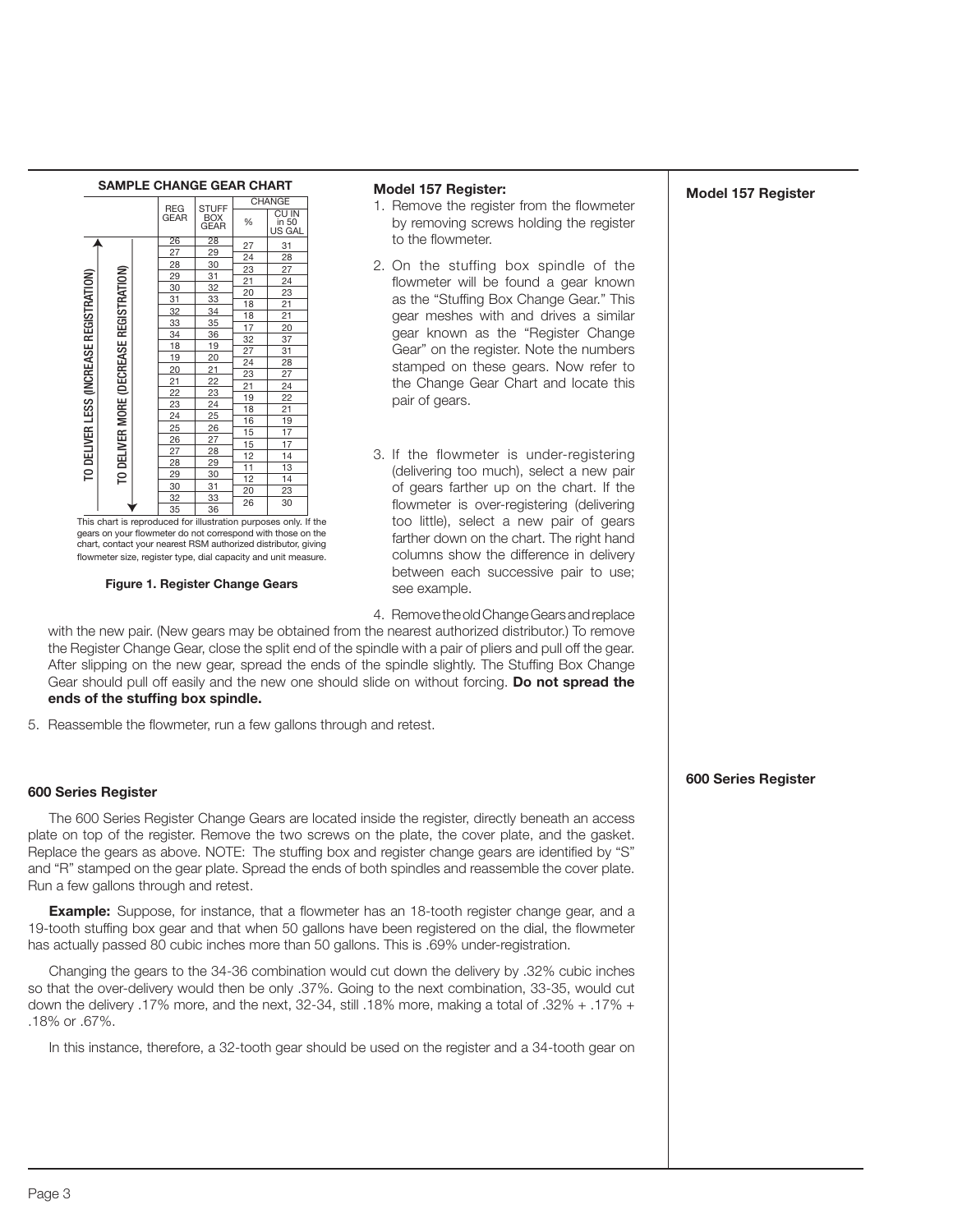**SAMPLE CHANGE GEAR CHART**

TO DELIVER LESS (INCREASE REGISTRATION) ↑

TO DELIVER MORE (DECREASE REGISTRATION) ↓

| REG GEAR | STUFF BOX GEAR | CHANGE % | CHANGE CU IN in 50 US GAL |
|---|---|---|---|
| 26 | 28 | | |
| | | 27 | 31 |
| 27 | 29 | | |
| | | 24 | 28 |
| 28 | 30 | | |
| | | 23 | 27 |
| 29 | 31 | | |
| | | 21 | 24 |
| 30 | 32 | | |
| | | 20 | 23 |
| 31 | 33 | | |
| | | 18 | 21 |
| 32 | 34 | | |
| | | 18 | 21 |
| 33 | 35 | | |
| | | 17 | 20 |
| 34 | 36 | | |
| | | 32 | 37 |
| 18 | 19 | | |
| | | 27 | 31 |
| 19 | 20 | | |
| | | 24 | 28 |
| 20 | 21 | | |
| | | 23 | 27 |
| 21 | 22 | | |
| | | 21 | 24 |
| 22 | 23 | | |
| | | 19 | 22 |
| 23 | 24 | | |
| | | 18 | 21 |
| 24 | 25 | | |
| | | 16 | 19 |
| 25 | 26 | | |
| | | 15 | 17 |
| 26 | 27 | | |
| | | 15 | 17 |
| 27 | 28 | | |
| | | 12 | 14 |
| 28 | 29 | | |
| | | 11 | 13 |
| 29 | 30 | | |
| | | 12 | 14 |
| 30 | 31 | | |
| | | 20 | 23 |
| 32 | 33 | | |
| | | 26 | 30 |
| 35 | 36 | | |

This chart is reproduced for illustration purposes only. If the gears on your flowmeter do not correspond with those on the chart, contact your nearest RSM authorized distributor, giving flowmeter size, register type, dial capacity and unit measure.

**Figure 1. Register Change Gears**

**Model 157 Register:**

1. Remove the register from the flowmeter by removing screws holding the register to the flowmeter.
2. On the stuffing box spindle of the flowmeter will be found a gear known as the "Stuffing Box Change Gear." This gear meshes with and drives a similar gear known as the "Register Change Gear" on the register. Note the numbers stamped on these gears. Now refer to the Change Gear Chart and locate this pair of gears.
3. If the flowmeter is under-registering (delivering too much), select a new pair of gears farther up on the chart. If the flowmeter is over-registering (delivering too little), select a new pair of gears farther down on the chart. The right hand columns show the difference in delivery between each successive pair to use; see example.
4. Remove the old Change Gears and replace with the new pair. (New gears may be obtained from the nearest authorized distributor.) To remove the Register Change Gear, close the split end of the spindle with a pair of pliers and pull off the gear. After slipping on the new gear, spread the ends of the spindle slightly. The Stuffing Box Change Gear should pull off easily and the new one should slide on without forcing. **Do not spread the ends of the stuffing box spindle.**
5. Reassemble the flowmeter, run a few gallons through and retest.

**600 Series Register**

The 600 Series Register Change Gears are located inside the register, directly beneath an access plate on top of the register. Remove the two screws on the plate, the cover plate, and the gasket. Replace the gears as above. NOTE: The stuffing box and register change gears are identified by "S" and "R" stamped on the gear plate. Spread the ends of both spindles and reassemble the cover plate. Run a few gallons through and retest.

**Example:** Suppose, for instance, that a flowmeter has an 18-tooth register change gear, and a 19-tooth stuffing box gear and that when 50 gallons have been registered on the dial, the flowmeter has actually passed 80 cubic inches more than 50 gallons. This is .69% under-registration.

Changing the gears to the 34-36 combination would cut down the delivery by .32% cubic inches so that the over-delivery would then be only .37%. Going to the next combination, 33-35, would cut down the delivery .17% more, and the next, 32-34, still .18% more, making a total of .32% + .17% + .18% or .67%.

In this instance, therefore, a 32-tooth gear should be used on the register and a 34-tooth gear on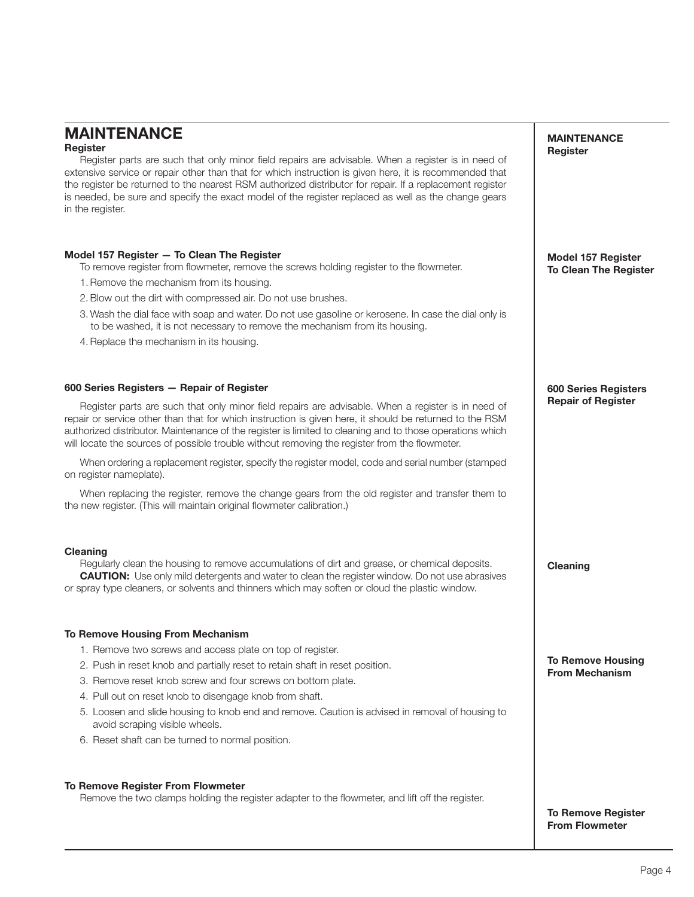# MAINTENANCE

### Register

Register parts are such that only minor field repairs are advisable. When a register is in need of extensive service or repair other than that for which instruction is given here, it is recommended that the register be returned to the nearest RSM authorized distributor for repair. If a replacement register is needed, be sure and specify the exact model of the register replaced as well as the change gears in the register.

### Model 157 Register — To Clean The Register

To remove register from flowmeter, remove the screws holding register to the flowmeter.

1. Remove the mechanism from its housing.
2. Blow out the dirt with compressed air. Do not use brushes.
3. Wash the dial face with soap and water. Do not use gasoline or kerosene. In case the dial only is to be washed, it is not necessary to remove the mechanism from its housing.
4. Replace the mechanism in its housing.

### 600 Series Registers — Repair of Register

Register parts are such that only minor field repairs are advisable. When a register is in need of repair or service other than that for which instruction is given here, it should be returned to the RSM authorized distributor. Maintenance of the register is limited to cleaning and to those operations which will locate the sources of possible trouble without removing the register from the flowmeter.

When ordering a replacement register, specify the register model, code and serial number (stamped on register nameplate).

When replacing the register, remove the change gears from the old register and transfer them to the new register. (This will maintain original flowmeter calibration.)

### Cleaning

Regularly clean the housing to remove accumulations of dirt and grease, or chemical deposits.

**CAUTION:** Use only mild detergents and water to clean the register window. Do not use abrasives or spray type cleaners, or solvents and thinners which may soften or cloud the plastic window.

### To Remove Housing From Mechanism

1. Remove two screws and access plate on top of register.
2. Push in reset knob and partially reset to retain shaft in reset position.
3. Remove reset knob screw and four screws on bottom plate.
4. Pull out on reset knob to disengage knob from shaft.
5. Loosen and slide housing to knob end and remove. Caution is advised in removal of housing to avoid scraping visible wheels.
6. Reset shaft can be turned to normal position.

### To Remove Register From Flowmeter

Remove the two clamps holding the register adapter to the flowmeter, and lift off the register.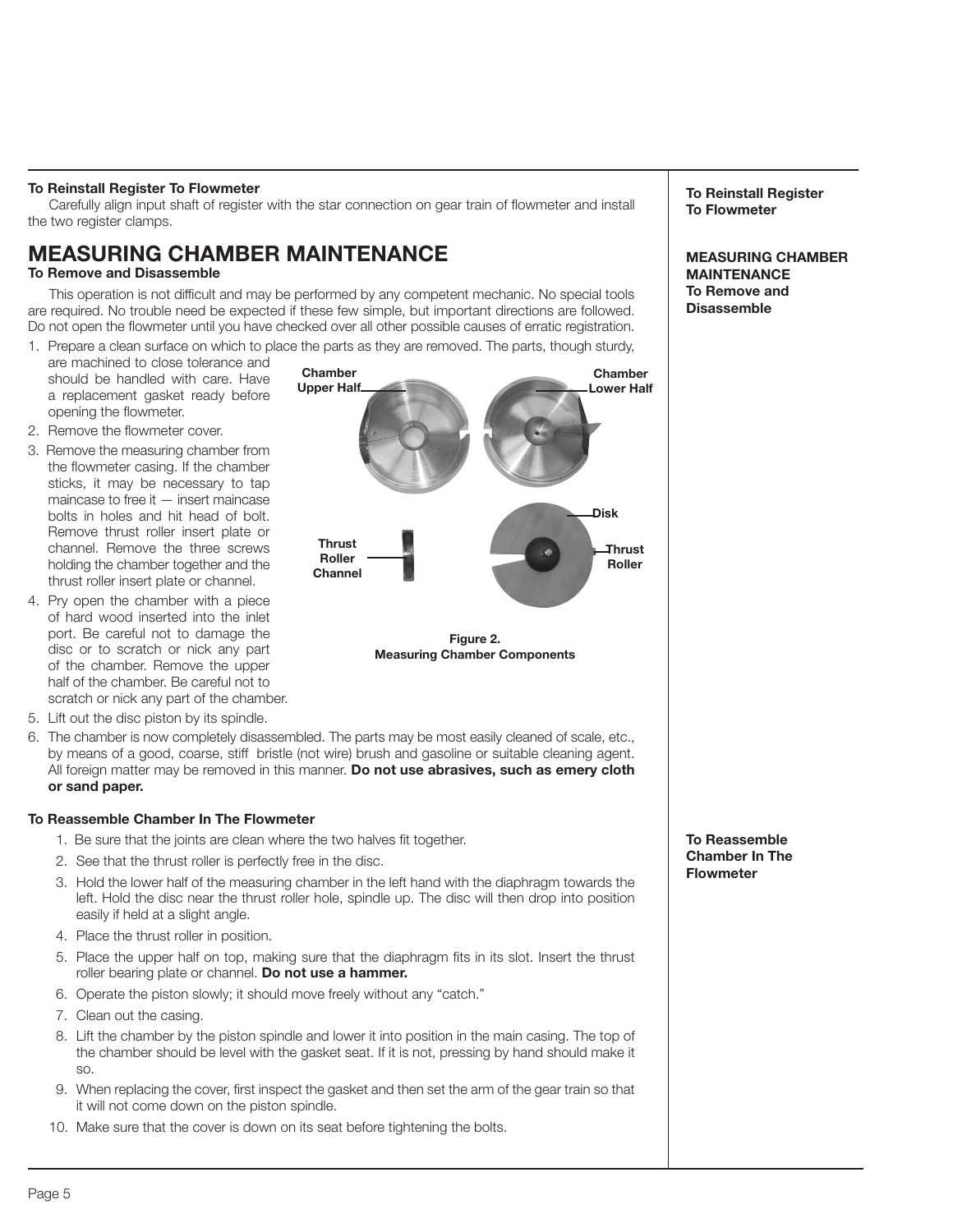**To Reinstall Register To Flowmeter**

Carefully align input shaft of register with the star connection on gear train of flowmeter and install the two register clamps.

## MEASURING CHAMBER MAINTENANCE

**To Remove and Disassemble**

This operation is not difficult and may be performed by any competent mechanic. No special tools are required. No trouble need be expected if these few simple, but important directions are followed. Do not open the flowmeter until you have checked over all other possible causes of erratic registration.

1. Prepare a clean surface on which to place the parts as they are removed. The parts, though sturdy, are machined to close tolerance and should be handled with care. Have a replacement gasket ready before opening the flowmeter.
2. Remove the flowmeter cover.
3. Remove the measuring chamber from the flowmeter casing. If the chamber sticks, it may be necessary to tap maincase to free it — insert maincase bolts in holes and hit head of bolt. Remove thrust roller insert plate or channel. Remove the three screws holding the chamber together and the thrust roller insert plate or channel.
4. Pry open the chamber with a piece of hard wood inserted into the inlet port. Be careful not to damage the disc or to scratch or nick any part of the chamber. Remove the upper half of the chamber. Be careful not to scratch or nick any part of the chamber.
5. Lift out the disc piston by its spindle.
6. The chamber is now completely disassembled. The parts may be most easily cleaned of scale, etc., by means of a good, coarse, stiff bristle (not wire) brush and gasoline or suitable cleaning agent. All foreign matter may be removed in this manner. **Do not use abrasives, such as emery cloth or sand paper.**

Chamber Upper Half — Chamber Lower Half — Disk — Thrust Roller Channel — Thrust Roller

**Figure 2. Measuring Chamber Components**

**To Reassemble Chamber In The Flowmeter**

1. Be sure that the joints are clean where the two halves fit together.
2. See that the thrust roller is perfectly free in the disc.
3. Hold the lower half of the measuring chamber in the left hand with the diaphragm towards the left. Hold the disc near the thrust roller hole, spindle up. The disc will then drop into position easily if held at a slight angle.
4. Place the thrust roller in position.
5. Place the upper half on top, making sure that the diaphragm fits in its slot. Insert the thrust roller bearing plate or channel. **Do not use a hammer.**
6. Operate the piston slowly; it should move freely without any "catch."
7. Clean out the casing.
8. Lift the chamber by the piston spindle and lower it into position in the main casing. The top of the chamber should be level with the gasket seat. If it is not, pressing by hand should make it so.
9. When replacing the cover, first inspect the gasket and then set the arm of the gear train so that it will not come down on the piston spindle.
10. Make sure that the cover is down on its seat before tightening the bolts.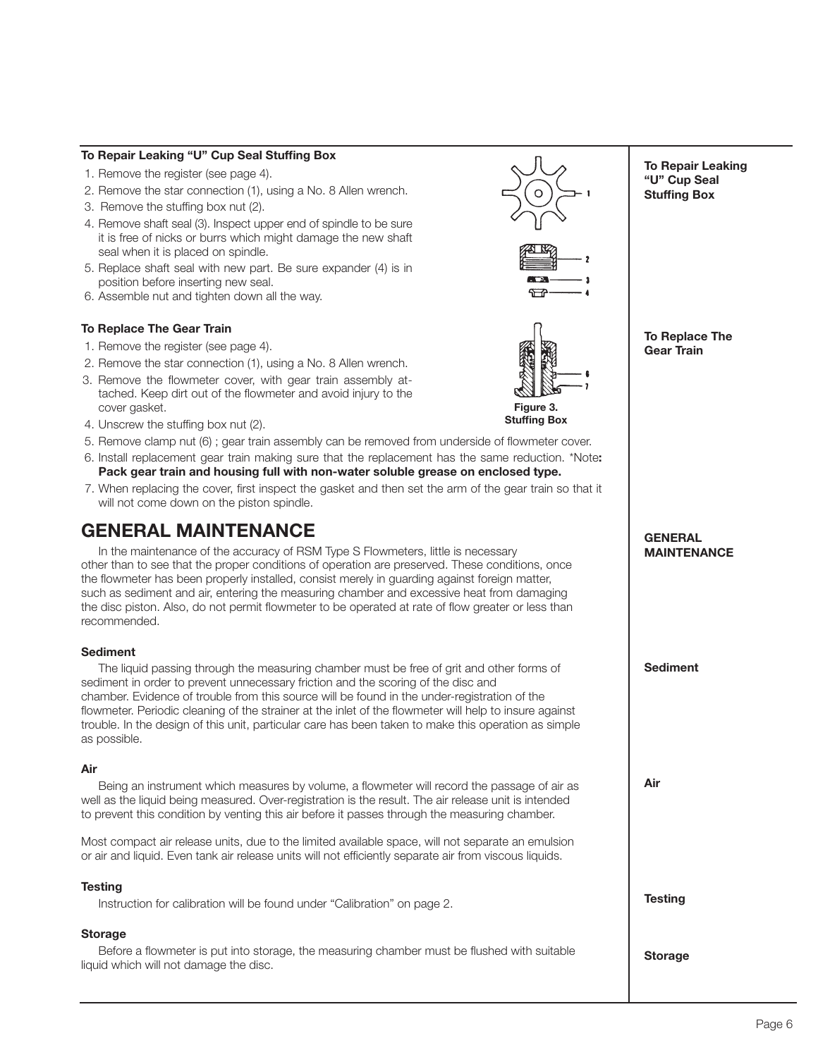### To Repair Leaking "U" Cup Seal Stuffing Box

1. Remove the register (see page 4).
2. Remove the star connection (1), using a No. 8 Allen wrench.
3. Remove the stuffing box nut (2).
4. Remove shaft seal (3). Inspect upper end of spindle to be sure it is free of nicks or burrs which might damage the new shaft seal when it is placed on spindle.
5. Replace shaft seal with new part. Be sure expander (4) is in position before inserting new seal.
6. Assemble nut and tighten down all the way.

### To Replace The Gear Train

1. Remove the register (see page 4).
2. Remove the star connection (1), using a No. 8 Allen wrench.
3. Remove the flowmeter cover, with gear train assembly attached. Keep dirt out of the flowmeter and avoid injury to the cover gasket.
4. Unscrew the stuffing box nut (2).
5. Remove clamp nut (6) ; gear train assembly can be removed from underside of flowmeter cover.
6. Install replacement gear train making sure that the replacement has the same reduction. *Note**: Pack gear train and housing full with non-water soluble grease on enclosed type.**
7. When replacing the cover, first inspect the gasket and then set the arm of the gear train so that it will not come down on the piston spindle.

**Figure 3. Stuffing Box**

## GENERAL MAINTENANCE

In the maintenance of the accuracy of RSM Type S Flowmeters, little is necessary other than to see that the proper conditions of operation are preserved. These conditions, once the flowmeter has been properly installed, consist merely in guarding against foreign matter, such as sediment and air, entering the measuring chamber and excessive heat from damaging the disc piston. Also, do not permit flowmeter to be operated at rate of flow greater or less than recommended.

### Sediment

The liquid passing through the measuring chamber must be free of grit and other forms of sediment in order to prevent unnecessary friction and the scoring of the disc and chamber. Evidence of trouble from this source will be found in the under-registration of the flowmeter. Periodic cleaning of the strainer at the inlet of the flowmeter will help to insure against trouble. In the design of this unit, particular care has been taken to make this operation as simple as possible.

### Air

Being an instrument which measures by volume, a flowmeter will record the passage of air as well as the liquid being measured. Over-registration is the result. The air release unit is intended to prevent this condition by venting this air before it passes through the measuring chamber.

Most compact air release units, due to the limited available space, will not separate an emulsion or air and liquid. Even tank air release units will not efficiently separate air from viscous liquids.

### Testing

Instruction for calibration will be found under "Calibration" on page 2.

### Storage

Before a flowmeter is put into storage, the measuring chamber must be flushed with suitable liquid which will not damage the disc.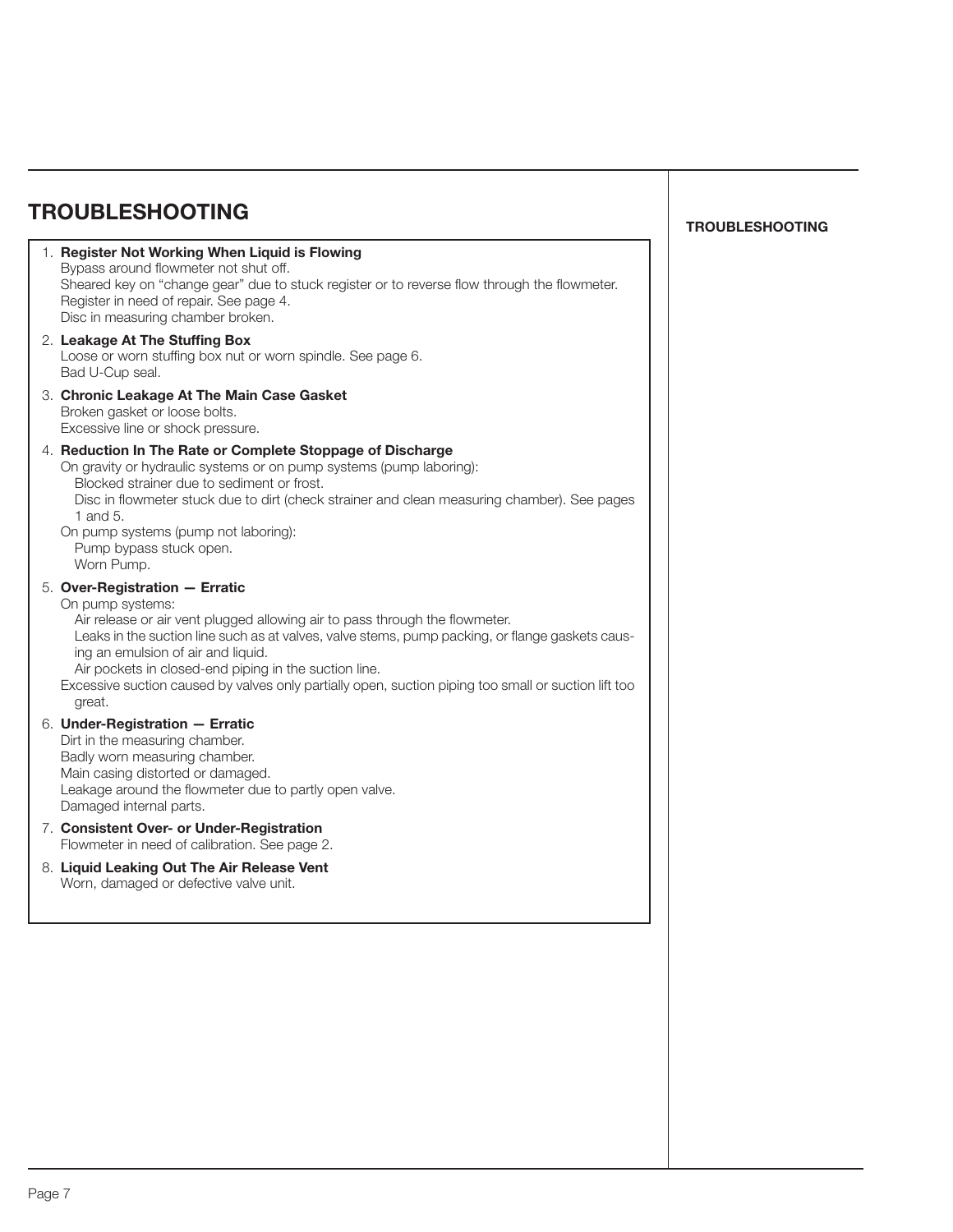## TROUBLESHOOTING

**TROUBLESHOOTING**

1. **Register Not Working When Liquid is Flowing**
   Bypass around flowmeter not shut off.
   Sheared key on "change gear" due to stuck register or to reverse flow through the flowmeter.
   Register in need of repair. See page 4.
   Disc in measuring chamber broken.

2. **Leakage At The Stuffing Box**
   Loose or worn stuffing box nut or worn spindle. See page 6.
   Bad U-Cup seal.

3. **Chronic Leakage At The Main Case Gasket**
   Broken gasket or loose bolts.
   Excessive line or shock pressure.

4. **Reduction In The Rate or Complete Stoppage of Discharge**
   On gravity or hydraulic systems or on pump systems (pump laboring):
   - Blocked strainer due to sediment or frost.
   - Disc in flowmeter stuck due to dirt (check strainer and clean measuring chamber). See pages 1 and 5.

   On pump systems (pump not laboring):
   - Pump bypass stuck open.
   - Worn Pump.

5. **Over-Registration — Erratic**
   On pump systems:
   - Air release or air vent plugged allowing air to pass through the flowmeter.
   - Leaks in the suction line such as at valves, valve stems, pump packing, or flange gaskets causing an emulsion of air and liquid.
   - Air pockets in closed-end piping in the suction line.

   Excessive suction caused by valves only partially open, suction piping too small or suction lift too great.

6. **Under-Registration — Erratic**
   Dirt in the measuring chamber.
   Badly worn measuring chamber.
   Main casing distorted or damaged.
   Leakage around the flowmeter due to partly open valve.
   Damaged internal parts.

7. **Consistent Over- or Under-Registration**
   Flowmeter in need of calibration. See page 2.

8. **Liquid Leaking Out The Air Release Vent**
   Worn, damaged or defective valve unit.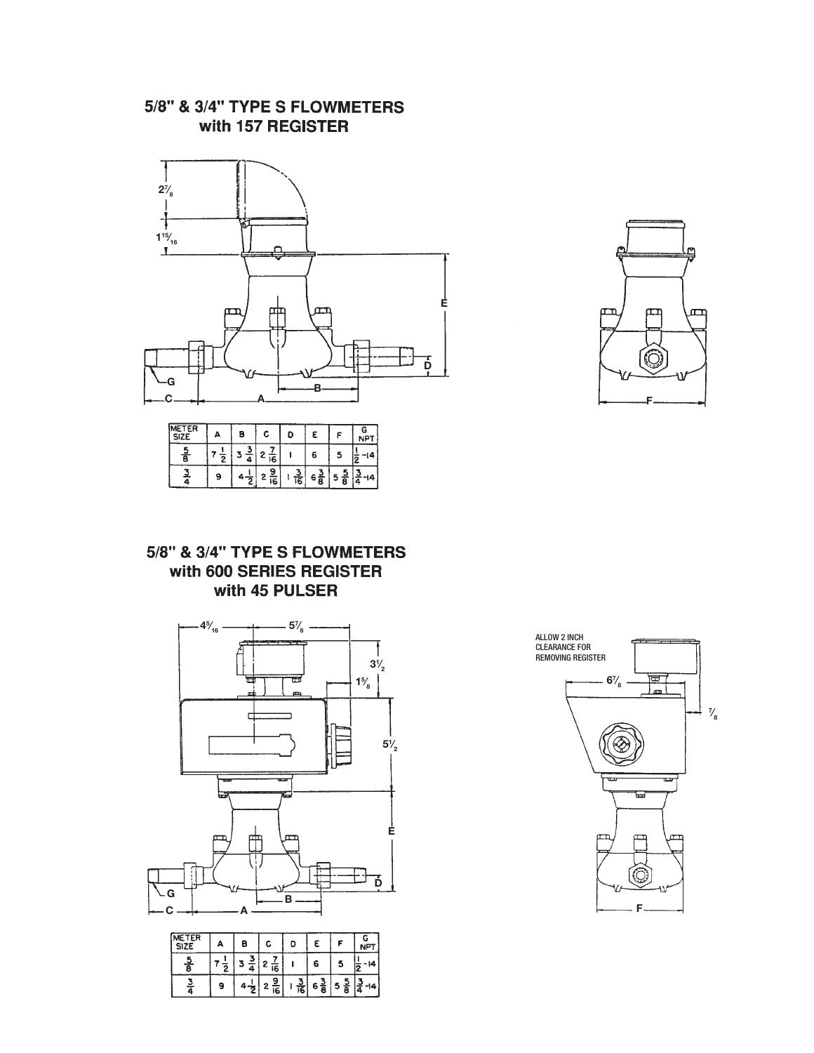# 5/8" & 3/4" TYPE S FLOWMETERS with 157 REGISTER

| METER SIZE | A | B | C | D | E | F | G NPT |
|---|---|---|---|---|---|---|---|
| 5/8 | 7 1/2 | 3 3/4 | 2 7/16 | 1 | 6 | 5 | 1/2-14 |
| 3/4 | 9 | 4 1/2 | 2 9/16 | 1 3/16 | 6 3/8 | 5 5/8 | 3/4-14 |

# 5/8" & 3/4" TYPE S FLOWMETERS with 600 SERIES REGISTER with 45 PULSER

ALLOW 2 INCH CLEARANCE FOR REMOVING REGISTER

| METER SIZE | A | B | C | D | E | F | G NPT |
|---|---|---|---|---|---|---|---|
| 5/8 | 7 1/2 | 3 3/4 | 2 7/16 | 1 | 6 | 5 | 1/2-14 |
| 3/4 | 9 | 4 1/2 | 2 9/16 | 1 3/16 | 6 3/8 | 5 5/8 | 3/4-14 |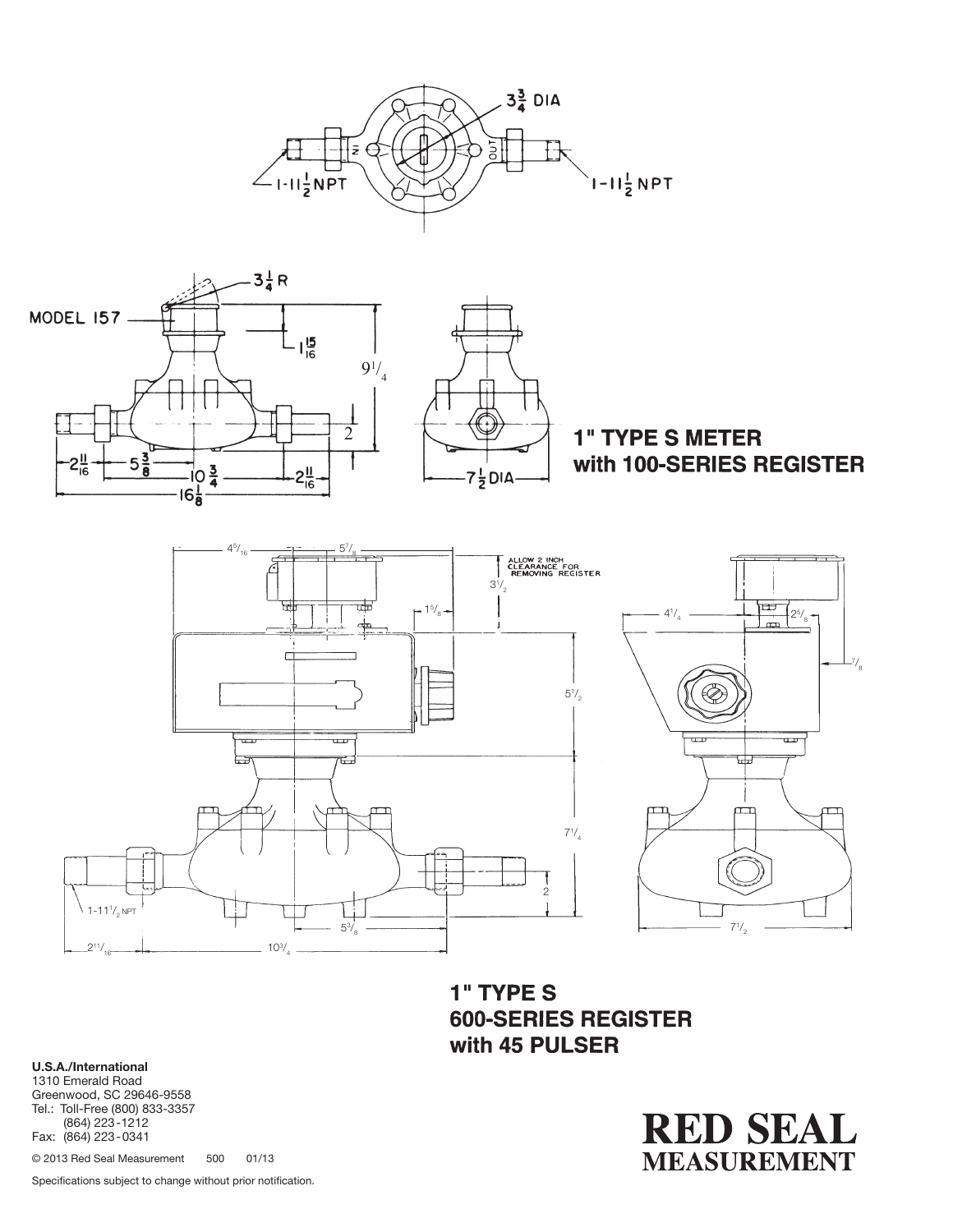$3\frac{3}{4}$ DIA

1-11½ NPT

1-11½ NPT

IN

OUT

MODEL 157

$3\frac{1}{4}$ R

$1\frac{15}{16}$

$9^1/_4$

2

$2\frac{11}{16}$

$5\frac{3}{8}$

$10\frac{3}{4}$

$2\frac{11}{16}$

$16\frac{1}{8}$

$7\frac{1}{2}$ DIA

## 1" TYPE S METER with 100-SERIES REGISTER

$4^5/_{16}$

$5^7/_8$

ALLOW 2 INCH CLEARANCE FOR REMOVING REGISTER

$3^1/_2$

$1^5/_8$

$5^1/_2$

$7^1/_4$

2

1-11½ NPT

$5^3/_8$

$2^{11}/_{16}$

$10^3/_4$

$4^1/_4$

$2^5/_8$

$^7/_8$

$7^1/_2$

## 1" TYPE S 600-SERIES REGISTER with 45 PULSER

**U.S.A./International**
1310 Emerald Road
Greenwood, SC 29646-9558
Tel.: Toll-Free (800) 833-3357
(864) 223-1212
Fax: (864) 223-0341

© 2013 Red Seal Measurement 500 01/13

Specifications subject to change without prior notification.

**RED SEAL MEASUREMENT**